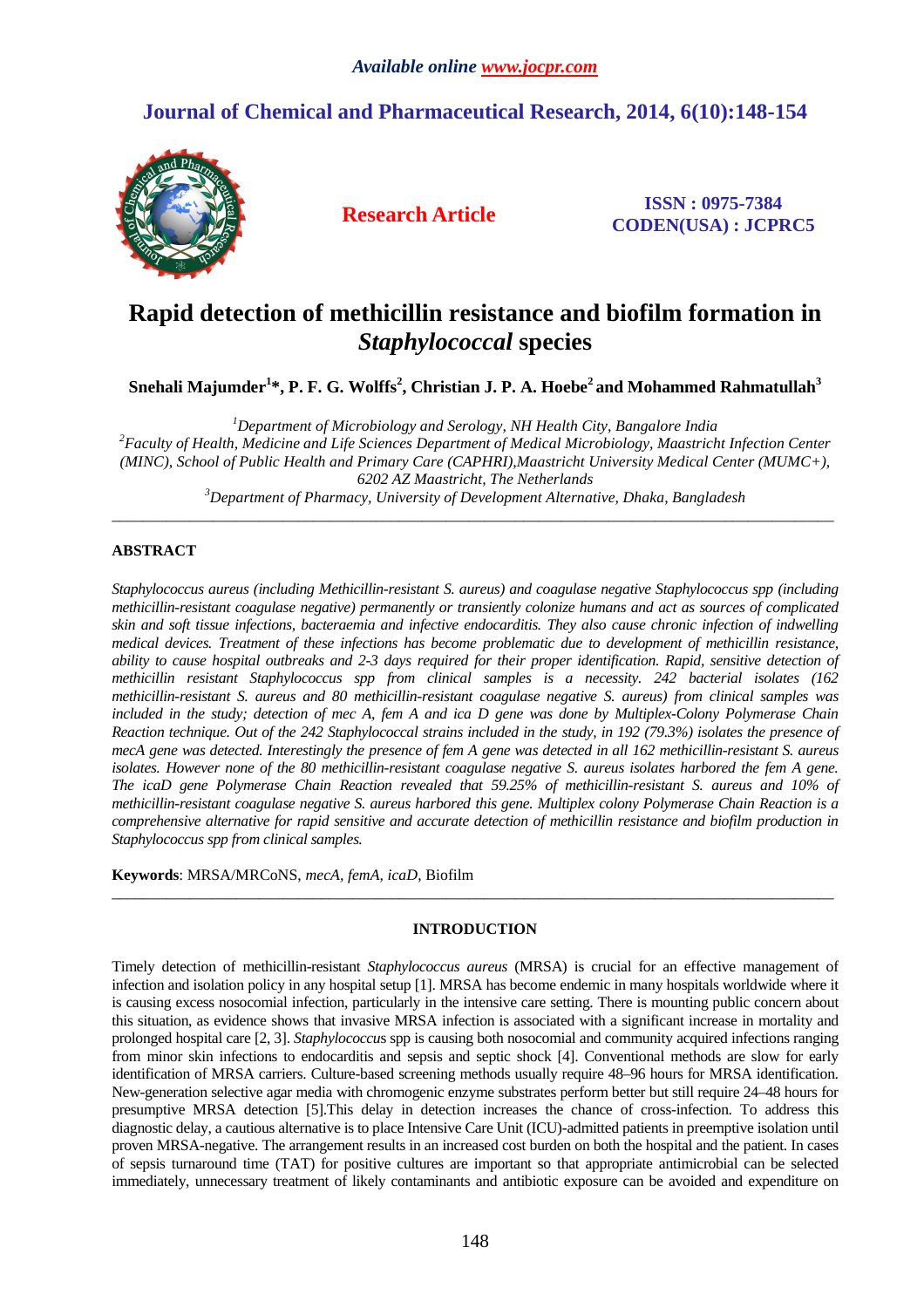Available online www.jocpr.com

# Journal of Chemical and Pharmaceutical Research, 2014, 6(10):148-154

**Research Article**

**ISSN : 0975-7384**
**CODEN(USA) : JCPRC5**

# Rapid detection of methicillin resistance and biofilm formation in *Staphylococcal* species

**Snehali Majumder[1]*, P. F. G. Wolffs[2], Christian J. P. A. Hoebe[2] and Mohammed Rahmatullah[3]**

[1]*Department of Microbiology and Serology, NH Health City, Bangalore India*
[2]*Faculty of Health, Medicine and Life Sciences Department of Medical Microbiology, Maastricht Infection Center (MINC), School of Public Health and Primary Care (CAPHRI),Maastricht University Medical Center (MUMC+), 6202 AZ Maastricht, The Netherlands*
[3]*Department of Pharmacy, University of Development Alternative, Dhaka, Bangladesh*

---

## ABSTRACT

*Staphylococcus aureus (including Methicillin-resistant S. aureus) and coagulase negative Staphylococcus spp (including methicillin-resistant coagulase negative) permanently or transiently colonize humans and act as sources of complicated skin and soft tissue infections, bacteraemia and infective endocarditis. They also cause chronic infection of indwelling medical devices. Treatment of these infections has become problematic due to development of methicillin resistance, ability to cause hospital outbreaks and 2-3 days required for their proper identification. Rapid, sensitive detection of methicillin resistant Staphylococcus spp from clinical samples is a necessity. 242 bacterial isolates (162 methicillin-resistant S. aureus and 80 methicillin-resistant coagulase negative S. aureus) from clinical samples was included in the study; detection of mec A, fem A and ica D gene was done by Multiplex-Colony Polymerase Chain Reaction technique. Out of the 242 Staphylococcal strains included in the study, in 192 (79.3%) isolates the presence of mecA gene was detected. Interestingly the presence of fem A gene was detected in all 162 methicillin-resistant S. aureus isolates. However none of the 80 methicillin-resistant coagulase negative S. aureus isolates harbored the fem A gene. The icaD gene Polymerase Chain Reaction revealed that 59.25% of methicillin-resistant S. aureus and 10% of methicillin-resistant coagulase negative S. aureus harbored this gene. Multiplex colony Polymerase Chain Reaction is a comprehensive alternative for rapid sensitive and accurate detection of methicillin resistance and biofilm production in Staphylococcus spp from clinical samples.*

**Keywords**: MRSA/MRCoNS, *mecA*, *femA*, *icaD*, Biofilm

---

## INTRODUCTION

Timely detection of methicillin-resistant *Staphylococcus aureus* (MRSA) is crucial for an effective management of infection and isolation policy in any hospital setup [1]. MRSA has become endemic in many hospitals worldwide where it is causing excess nosocomial infection, particularly in the intensive care setting. There is mounting public concern about this situation, as evidence shows that invasive MRSA infection is associated with a significant increase in mortality and prolonged hospital care [2, 3]. *Staphylococcu*s spp is causing both nosocomial and community acquired infections ranging from minor skin infections to endocarditis and sepsis and septic shock [4]. Conventional methods are slow for early identification of MRSA carriers. Culture-based screening methods usually require 48–96 hours for MRSA identification. New-generation selective agar media with chromogenic enzyme substrates perform better but still require 24–48 hours for presumptive MRSA detection [5].This delay in detection increases the chance of cross-infection. To address this diagnostic delay, a cautious alternative is to place Intensive Care Unit (ICU)-admitted patients in preemptive isolation until proven MRSA-negative. The arrangement results in an increased cost burden on both the hospital and the patient. In cases of sepsis turnaround time (TAT) for positive cultures are important so that appropriate antimicrobial can be selected immediately, unnecessary treatment of likely contaminants and antibiotic exposure can be avoided and expenditure on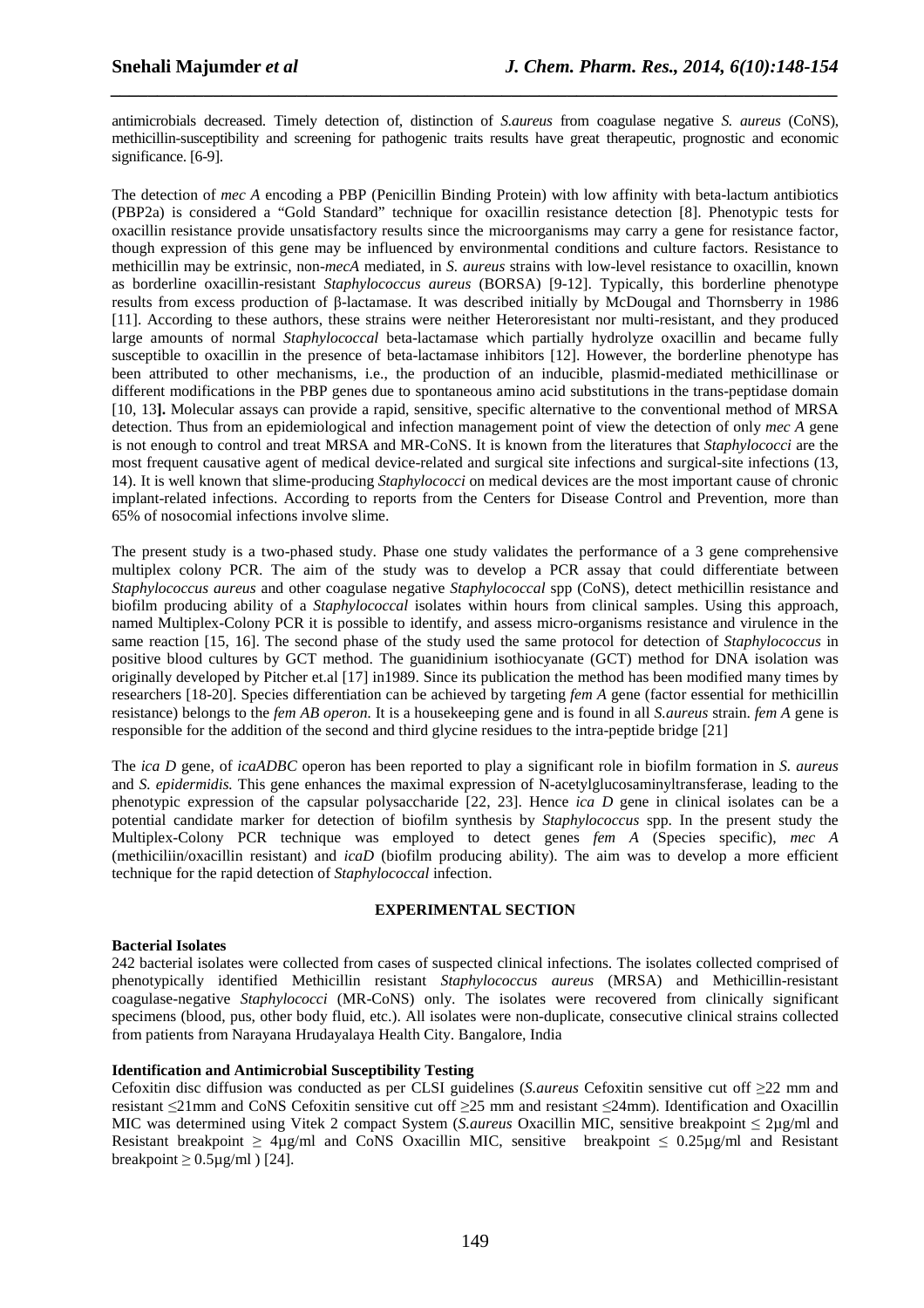antimicrobials decreased. Timely detection of, distinction of *S.aureus* from coagulase negative *S. aureus* (CoNS), methicillin-susceptibility and screening for pathogenic traits results have great therapeutic, prognostic and economic significance. [6-9].

The detection of *mec A* encoding a PBP (Penicillin Binding Protein) with low affinity with beta-lactum antibiotics (PBP2a) is considered a "Gold Standard" technique for oxacillin resistance detection [8]. Phenotypic tests for oxacillin resistance provide unsatisfactory results since the microorganisms may carry a gene for resistance factor, though expression of this gene may be influenced by environmental conditions and culture factors. Resistance to methicillin may be extrinsic, non-*mecA* mediated, in *S. aureus* strains with low-level resistance to oxacillin, known as borderline oxacillin-resistant *Staphylococcus aureus* (BORSA) [9-12]. Typically, this borderline phenotype results from excess production of β-lactamase. It was described initially by McDougal and Thornsberry in 1986 [11]. According to these authors, these strains were neither Heteroresistant nor multi-resistant, and they produced large amounts of normal *Staphylococcal* beta-lactamase which partially hydrolyze oxacillin and became fully susceptible to oxacillin in the presence of beta-lactamase inhibitors [12]. However, the borderline phenotype has been attributed to other mechanisms, i.e., the production of an inducible, plasmid-mediated methicillinase or different modifications in the PBP genes due to spontaneous amino acid substitutions in the trans-peptidase domain [10, 13**].** Molecular assays can provide a rapid, sensitive, specific alternative to the conventional method of MRSA detection. Thus from an epidemiological and infection management point of view the detection of only *mec A* gene is not enough to control and treat MRSA and MR-CoNS. It is known from the literatures that *Staphylococci* are the most frequent causative agent of medical device-related and surgical site infections and surgical-site infections (13, 14). It is well known that slime-producing *Staphylococci* on medical devices are the most important cause of chronic implant-related infections. According to reports from the Centers for Disease Control and Prevention, more than 65% of nosocomial infections involve slime.

The present study is a two-phased study. Phase one study validates the performance of a 3 gene comprehensive multiplex colony PCR. The aim of the study was to develop a PCR assay that could differentiate between *Staphylococcus aureus* and other coagulase negative *Staphylococcal* spp (CoNS), detect methicillin resistance and biofilm producing ability of a *Staphylococcal* isolates within hours from clinical samples. Using this approach, named Multiplex-Colony PCR it is possible to identify, and assess micro-organisms resistance and virulence in the same reaction [15, 16]. The second phase of the study used the same protocol for detection of *Staphylococcus* in positive blood cultures by GCT method. The guanidinium isothiocyanate (GCT) method for DNA isolation was originally developed by Pitcher et.al [17] in1989. Since its publication the method has been modified many times by researchers [18-20]. Species differentiation can be achieved by targeting *fem A* gene (factor essential for methicillin resistance) belongs to the *fem AB operon*. It is a housekeeping gene and is found in all *S.aureus* strain. *fem A* gene is responsible for the addition of the second and third glycine residues to the intra-peptide bridge [21]

The *ica D* gene, of *icaADBC* operon has been reported to play a significant role in biofilm formation in *S. aureus* and *S. epidermidis.* This gene enhances the maximal expression of N-acetylglucosaminyltransferase, leading to the phenotypic expression of the capsular polysaccharide [22, 23]. Hence *ica D* gene in clinical isolates can be a potential candidate marker for detection of biofilm synthesis by *Staphylococcus* spp. In the present study the Multiplex-Colony PCR technique was employed to detect genes *fem A* (Species specific), *mec A* (methiciliin/oxacillin resistant) and *icaD* (biofilm producing ability). The aim was to develop a more efficient technique for the rapid detection of *Staphylococcal* infection.

## EXPERIMENTAL SECTION

### Bacterial Isolates

242 bacterial isolates were collected from cases of suspected clinical infections. The isolates collected comprised of phenotypically identified Methicillin resistant *Staphylococcus aureus* (MRSA) and Methicillin-resistant coagulase-negative *Staphylococci* (MR-CoNS) only. The isolates were recovered from clinically significant specimens (blood, pus, other body fluid, etc.). All isolates were non-duplicate, consecutive clinical strains collected from patients from Narayana Hrudayalaya Health City. Bangalore, India

### Identification and Antimicrobial Susceptibility Testing

Cefoxitin disc diffusion was conducted as per CLSI guidelines (*S.aureus* Cefoxitin sensitive cut off ≥22 mm and resistant ≤21mm and CoNS Cefoxitin sensitive cut off ≥25 mm and resistant ≤24mm). Identification and Oxacillin MIC was determined using Vitek 2 compact System (*S.aureus* Oxacillin MIC, sensitive breakpoint ≤ 2µg/ml and Resistant breakpoint ≥ 4µg/ml and CoNS Oxacillin MIC, sensitive breakpoint ≤ 0.25µg/ml and Resistant breakpoint ≥ 0.5µg/ml ) [24].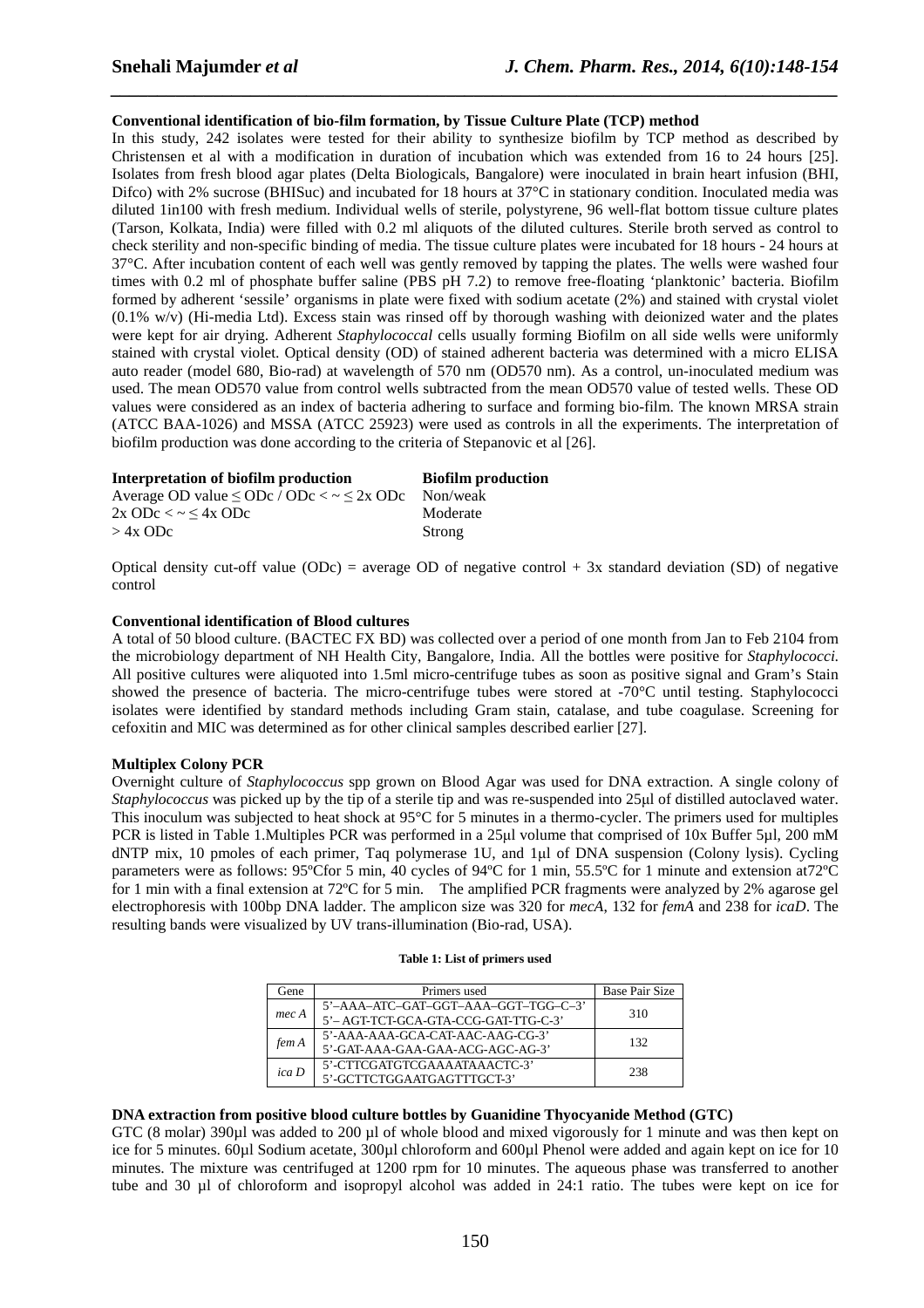**Conventional identification of bio-film formation, by Tissue Culture Plate (TCP) method**

In this study, 242 isolates were tested for their ability to synthesize biofilm by TCP method as described by Christensen et al with a modification in duration of incubation which was extended from 16 to 24 hours [25]. Isolates from fresh blood agar plates (Delta Biologicals, Bangalore) were inoculated in brain heart infusion (BHI, Difco) with 2% sucrose (BHISuc) and incubated for 18 hours at 37°C in stationary condition. Inoculated media was diluted 1in100 with fresh medium. Individual wells of sterile, polystyrene, 96 well-flat bottom tissue culture plates (Tarson, Kolkata, India) were filled with 0.2 ml aliquots of the diluted cultures. Sterile broth served as control to check sterility and non-specific binding of media. The tissue culture plates were incubated for 18 hours - 24 hours at 37°C. After incubation content of each well was gently removed by tapping the plates. The wells were washed four times with 0.2 ml of phosphate buffer saline (PBS pH 7.2) to remove free-floating 'planktonic' bacteria. Biofilm formed by adherent 'sessile' organisms in plate were fixed with sodium acetate (2%) and stained with crystal violet (0.1% w/v) (Hi-media Ltd). Excess stain was rinsed off by thorough washing with deionized water and the plates were kept for air drying. Adherent *Staphylococcal* cells usually forming Biofilm on all side wells were uniformly stained with crystal violet. Optical density (OD) of stained adherent bacteria was determined with a micro ELISA auto reader (model 680, Bio-rad) at wavelength of 570 nm (OD570 nm). As a control, un-inoculated medium was used. The mean OD570 value from control wells subtracted from the mean OD570 value of tested wells. These OD values were considered as an index of bacteria adhering to surface and forming bio-film. The known MRSA strain (ATCC BAA-1026) and MSSA (ATCC 25923) were used as controls in all the experiments. The interpretation of biofilm production was done according to the criteria of Stepanovic et al [26].

| Interpretation of biofilm production | Biofilm production |
|---|---|
| Average OD value ≤ ODc / ODc < ~ ≤ 2x ODc | Non/weak |
| 2x ODc < ~ ≤ 4x ODc | Moderate |
| > 4x ODc | Strong |

Optical density cut-off value (ODc) = average OD of negative control + 3x standard deviation (SD) of negative control

**Conventional identification of Blood cultures**

A total of 50 blood culture. (BACTEC FX BD) was collected over a period of one month from Jan to Feb 2104 from the microbiology department of NH Health City, Bangalore, India. All the bottles were positive for *Staphylococci.* All positive cultures were aliquoted into 1.5ml micro-centrifuge tubes as soon as positive signal and Gram's Stain showed the presence of bacteria. The micro-centrifuge tubes were stored at -70°C until testing. Staphylococci isolates were identified by standard methods including Gram stain, catalase, and tube coagulase. Screening for cefoxitin and MIC was determined as for other clinical samples described earlier [27].

**Multiplex Colony PCR**

Overnight culture of *Staphylococcus* spp grown on Blood Agar was used for DNA extraction. A single colony of *Staphylococcus* was picked up by the tip of a sterile tip and was re-suspended into 25µl of distilled autoclaved water. This inoculum was subjected to heat shock at 95°C for 5 minutes in a thermo-cycler. The primers used for multiples PCR is listed in Table 1.Multiples PCR was performed in a 25µl volume that comprised of 10x Buffer 5µl, 200 mM dNTP mix, 10 pmoles of each primer, Taq polymerase 1U, and 1µl of DNA suspension (Colony lysis). Cycling parameters were as follows: 95ºCfor 5 min, 40 cycles of 94ºC for 1 min, 55.5ºC for 1 minute and extension at72ºC for 1 min with a final extension at 72ºC for 5 min. The amplified PCR fragments were analyzed by 2% agarose gel electrophoresis with 100bp DNA ladder. The amplicon size was 320 for *mecA*, 132 for *femA* and 238 for *icaD*. The resulting bands were visualized by UV trans-illumination (Bio-rad, USA).

**Table 1: List of primers used**

| Gene | Primers used | Base Pair Size |
|---|---|---|
| *mec A* | 5'–AAA–ATC–GAT–GGT–AAA–GGT–TGG–C–3'<br>5'– AGT-TCT-GCA-GTA-CCG-GAT-TTG-C-3' | 310 |
| *fem A* | 5'-AAA-AAA-GCA-CAT-AAC-AAG-CG-3'<br>5'-GAT-AAA-GAA-GAA-ACG-AGC-AG-3' | 132 |
| *ica D* | 5'-CTTCGATGTCGAAAATAAACTC-3'<br>5'-GCTTCTGGAATGAGTTTGCT-3' | 238 |

**DNA extraction from positive blood culture bottles by Guanidine Thyocyanide Method (GTC)**

GTC (8 molar) 390µl was added to 200 µl of whole blood and mixed vigorously for 1 minute and was then kept on ice for 5 minutes. 60µl Sodium acetate, 300µl chloroform and 600µl Phenol were added and again kept on ice for 10 minutes. The mixture was centrifuged at 1200 rpm for 10 minutes. The aqueous phase was transferred to another tube and 30 µl of chloroform and isopropyl alcohol was added in 24:1 ratio. The tubes were kept on ice for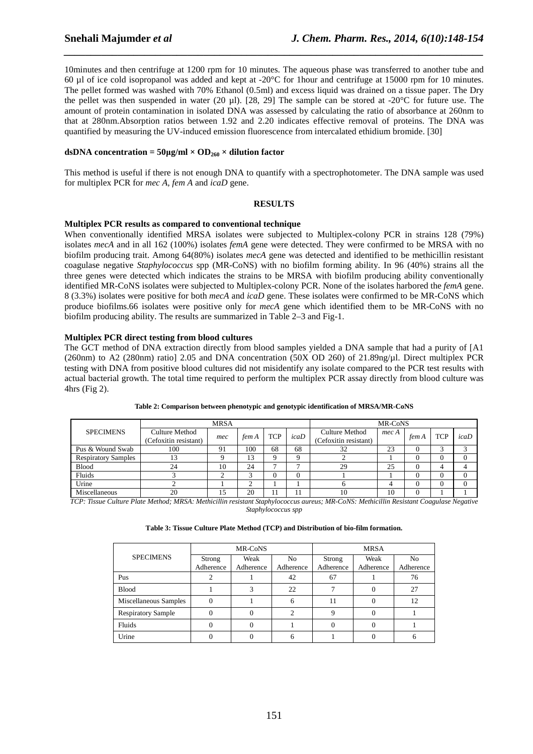10minutes and then centrifuge at 1200 rpm for 10 minutes. The aqueous phase was transferred to another tube and 60 µl of ice cold isopropanol was added and kept at -20°C for 1hour and centrifuge at 15000 rpm for 10 minutes. The pellet formed was washed with 70% Ethanol (0.5ml) and excess liquid was drained on a tissue paper. The Dry the pellet was then suspended in water (20 µl). [28, 29] The sample can be stored at -20°C for future use. The amount of protein contamination in isolated DNA was assessed by calculating the ratio of absorbance at 260nm to that at 280nm.Absorption ratios between 1.92 and 2.20 indicates effective removal of proteins. The DNA was quantified by measuring the UV-induced emission fluorescence from intercalated ethidium bromide. [30]

**dsDNA concentration = 50µg/ml × $OD_{260}$ × dilution factor**

This method is useful if there is not enough DNA to quantify with a spectrophotometer. The DNA sample was used for multiplex PCR for *mec A*, *fem A* and *icaD* gene.

## RESULTS

### Multiplex PCR results as compared to conventional technique

When conventionally identified MRSA isolates were subjected to Multiplex-colony PCR in strains 128 (79%) isolates *mecA* and in all 162 (100%) isolates *femA* gene were detected. They were confirmed to be MRSA with no biofilm producing trait. Among 64(80%) isolates *mecA* gene was detected and identified to be methicillin resistant coagulase negative *Staphylococcus* spp (MR-CoNS) with no biofilm forming ability. In 96 (40%) strains all the three genes were detected which indicates the strains to be MRSA with biofilm producing ability conventionally identified MR-CoNS isolates were subjected to Multiplex-colony PCR. None of the isolates harbored the *femA* gene. 8 (3.3%) isolates were positive for both *mecA* and *icaD* gene. These isolates were confirmed to be MR-CoNS which produce biofilms.66 isolates were positive only for *mecA* gene which identified them to be MR-CoNS with no biofilm producing ability. The results are summarized in Table 2–3 and Fig-1.

### Multiplex PCR direct testing from blood cultures

The GCT method of DNA extraction directly from blood samples yielded a DNA sample that had a purity of [A1 (260nm) to A2 (280nm) ratio] 2.05 and DNA concentration (50X OD 260) of 21.89ng/µl. Direct multiplex PCR testing with DNA from positive blood cultures did not misidentify any isolate compared to the PCR test results with actual bacterial growth. The total time required to perform the multiplex PCR assay directly from blood culture was 4hrs (Fig 2).

**Table 2: Comparison between phenotypic and genotypic identification of MRSA/MR-CoNS**

| SPECIMENS | MRSA | | | | | MR-CoNS | | | | |
|---|---|---|---|---|---|---|---|---|---|---|
| | Culture Method (Cefoxitin resistant) | *mec* | *fem A* | TCP | *icaD* | Culture Method (Cefoxitin resistant) | *mec A* | *fem A* | TCP | *icaD* |
| Pus & Wound Swab | 100 | 91 | 100 | 68 | 68 | 32 | 23 | 0 | 3 | 3 |
| Respiratory Samples | 13 | 9 | 13 | 9 | 9 | 2 | 1 | 0 | 0 | 0 |
| Blood | 24 | 10 | 24 | 7 | 7 | 29 | 25 | 0 | 4 | 4 |
| Fluids | 3 | 2 | 3 | 0 | 0 | 1 | 1 | 0 | 0 | 0 |
| Urine | 2 | 1 | 2 | 1 | 1 | 6 | 4 | 0 | 0 | 0 |
| Miscellaneous | 20 | 15 | 20 | 11 | 11 | 10 | 10 | 0 | 1 | 1 |

*TCP: Tissue Culture Plate Method; MRSA: Methicillin resistant Staphylococcus aureus; MR-CoNS: Methicillin Resistant Coagulase Negative Staphylococcus spp*

**Table 3: Tissue Culture Plate Method (TCP) and Distribution of bio-film formation.**

| SPECIMENS | MR-CoNS | | | MRSA | | |
|---|---|---|---|---|---|---|
| | Strong Adherence | Weak Adherence | No Adherence | Strong Adherence | Weak Adherence | No Adherence |
| Pus | 2 | 1 | 42 | 67 | 1 | 76 |
| Blood | 1 | 3 | 22 | 7 | 0 | 27 |
| Miscellaneous Samples | 0 | 1 | 6 | 11 | 0 | 12 |
| Respiratory Sample | 0 | 0 | 2 | 9 | 0 | 1 |
| Fluids | 0 | 0 | 1 | 0 | 0 | 1 |
| Urine | 0 | 0 | 6 | 1 | 0 | 6 |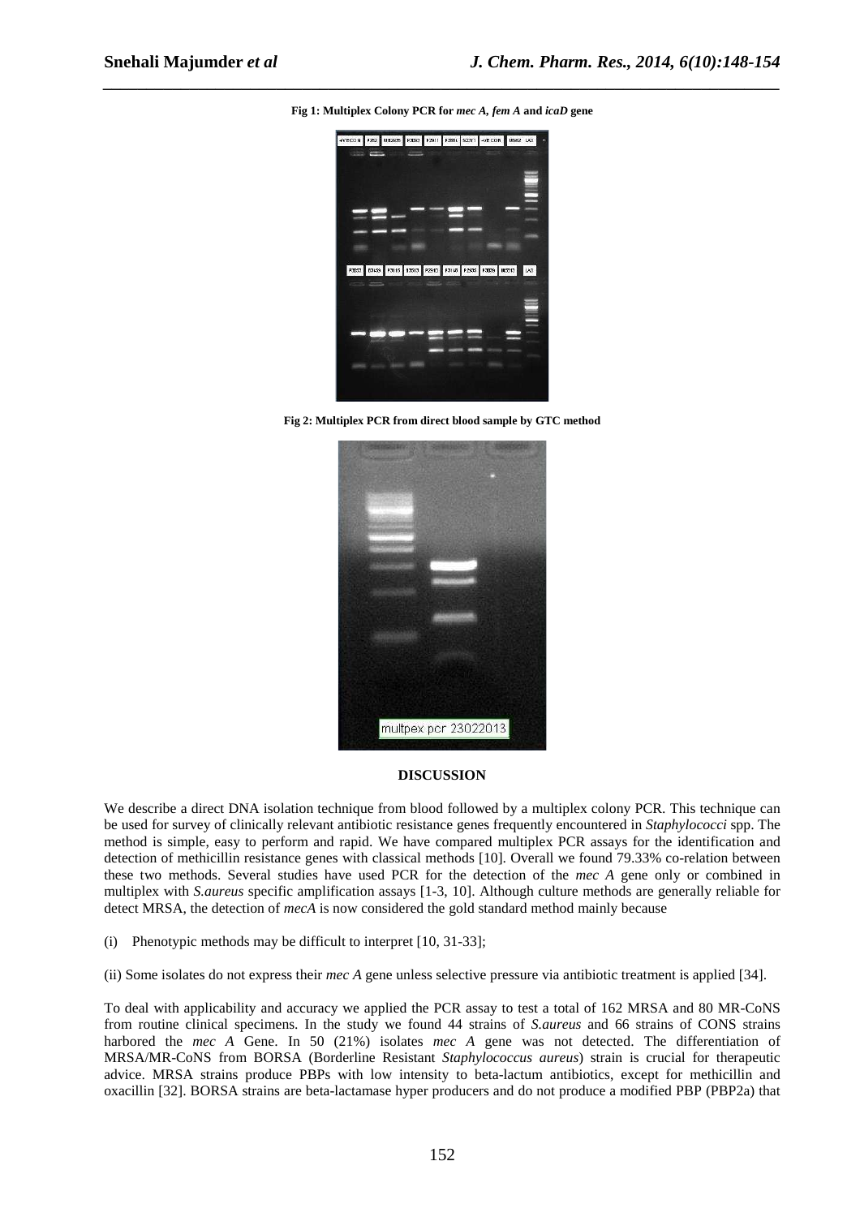**Fig 1: Multiplex Colony PCR for *mec A*, *fem A* and *icaD* gene**

**Fig 2: Multiplex PCR from direct blood sample by GTC method**

## DISCUSSION

We describe a direct DNA isolation technique from blood followed by a multiplex colony PCR. This technique can be used for survey of clinically relevant antibiotic resistance genes frequently encountered in *Staphylococci* spp. The method is simple, easy to perform and rapid. We have compared multiplex PCR assays for the identification and detection of methicillin resistance genes with classical methods [10]. Overall we found 79.33% co-relation between these two methods. Several studies have used PCR for the detection of the *mec A* gene only or combined in multiplex with *S.aureus* specific amplification assays [1-3, 10]. Although culture methods are generally reliable for detect MRSA, the detection of *mecA* is now considered the gold standard method mainly because

(i) Phenotypic methods may be difficult to interpret [10, 31-33];

(ii) Some isolates do not express their *mec A* gene unless selective pressure via antibiotic treatment is applied [34].

To deal with applicability and accuracy we applied the PCR assay to test a total of 162 MRSA and 80 MR-CoNS from routine clinical specimens. In the study we found 44 strains of *S.aureus* and 66 strains of CONS strains harbored the *mec A* Gene. In 50 (21%) isolates *mec A* gene was not detected. The differentiation of MRSA/MR-CoNS from BORSA (Borderline Resistant *Staphylococcus aureus*) strain is crucial for therapeutic advice. MRSA strains produce PBPs with low intensity to beta-lactum antibiotics, except for methicillin and oxacillin [32]. BORSA strains are beta-lactamase hyper producers and do not produce a modified PBP (PBP2a) that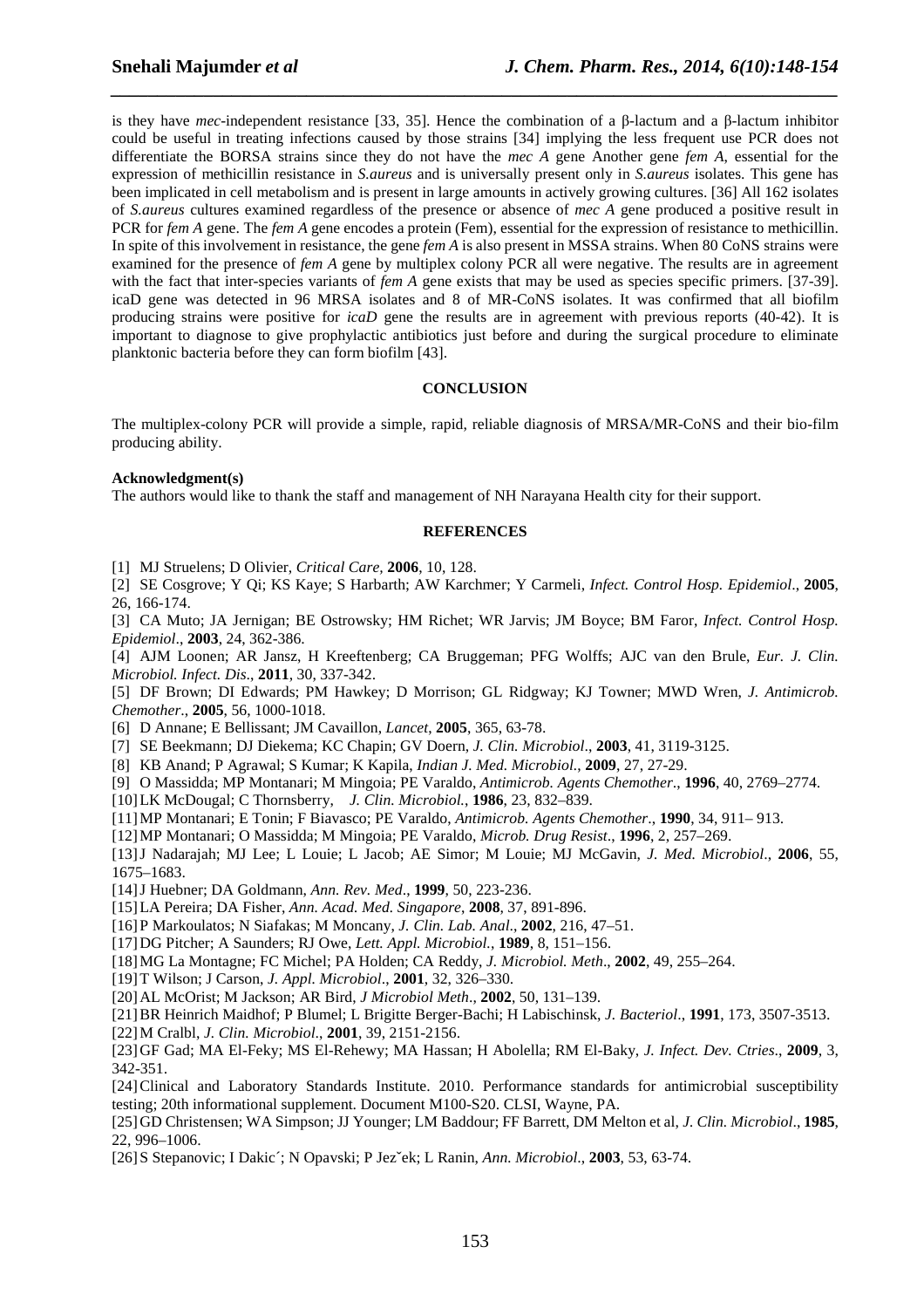is they have *mec*-independent resistance [33, 35]. Hence the combination of a β-lactum and a β-lactum inhibitor could be useful in treating infections caused by those strains [34] implying the less frequent use PCR does not differentiate the BORSA strains since they do not have the *mec A* gene Another gene *fem A*, essential for the expression of methicillin resistance in *S.aureus* and is universally present only in *S.aureus* isolates. This gene has been implicated in cell metabolism and is present in large amounts in actively growing cultures. [36] All 162 isolates of *S.aureus* cultures examined regardless of the presence or absence of *mec A* gene produced a positive result in PCR for *fem A* gene. The *fem A* gene encodes a protein (Fem), essential for the expression of resistance to methicillin. In spite of this involvement in resistance, the gene *fem A* is also present in MSSA strains. When 80 CoNS strains were examined for the presence of *fem A* gene by multiplex colony PCR all were negative. The results are in agreement with the fact that inter-species variants of *fem A* gene exists that may be used as species specific primers. [37-39]. icaD gene was detected in 96 MRSA isolates and 8 of MR-CoNS isolates. It was confirmed that all biofilm producing strains were positive for *icaD* gene the results are in agreement with previous reports (40-42). It is important to diagnose to give prophylactic antibiotics just before and during the surgical procedure to eliminate planktonic bacteria before they can form biofilm [43].

## CONCLUSION

The multiplex-colony PCR will provide a simple, rapid, reliable diagnosis of MRSA/MR-CoNS and their bio-film producing ability.

**Acknowledgment(s)**

The authors would like to thank the staff and management of NH Narayana Health city for their support.

## REFERENCES

[1] MJ Struelens; D Olivier, *Critical Care*, **2006**, 10, 128.

[2] SE Cosgrove; Y Qi; KS Kaye; S Harbarth; AW Karchmer; Y Carmeli, *Infect. Control Hosp. Epidemiol*., **2005**, 26, 166-174.

[3] CA Muto; JA Jernigan; BE Ostrowsky; HM Richet; WR Jarvis; JM Boyce; BM Faror, *Infect. Control Hosp. Epidemiol*., **2003**, 24, 362-386.

[4] AJM Loonen; AR Jansz, H Kreeftenberg; CA Bruggeman; PFG Wolffs; AJC van den Brule, *Eur. J. Clin. Microbiol. Infect. Dis*., **2011**, 30, 337-342.

[5] DF Brown; DI Edwards; PM Hawkey; D Morrison; GL Ridgway; KJ Towner; MWD Wren, *J. Antimicrob. Chemother*., **2005**, 56, 1000-1018.

[6] D Annane; E Bellissant; JM Cavaillon, *Lancet*, **2005**, 365, 63-78.

[7] SE Beekmann; DJ Diekema; KC Chapin; GV Doern, *J. Clin. Microbiol*., **2003**, 41, 3119-3125.

[8] KB Anand; P Agrawal; S Kumar; K Kapila, *Indian J. Med. Microbiol.*, **2009**, 27, 27-29.

[9] O Massidda; MP Montanari; M Mingoia; PE Varaldo, *Antimicrob. Agents Chemother*., **1996**, 40, 2769–2774.

[10] LK McDougal; C Thornsberry, *J. Clin. Microbiol.*, **1986**, 23, 832–839.

[11] MP Montanari; E Tonin; F Biavasco; PE Varaldo, *Antimicrob. Agents Chemother*., **1990**, 34, 911– 913.

[12] MP Montanari; O Massidda; M Mingoia; PE Varaldo, *Microb. Drug Resist*., **1996**, 2, 257–269.

[13] J Nadarajah; MJ Lee; L Louie; L Jacob; AE Simor; M Louie; MJ McGavin, *J. Med. Microbiol*., **2006**, 55, 1675–1683.

[14] J Huebner; DA Goldmann, *Ann. Rev. Med*., **1999**, 50, 223-236.

[15] LA Pereira; DA Fisher, *Ann. Acad. Med. Singapore*, **2008**, 37, 891-896.

[16] P Markoulatos; N Siafakas; M Moncany, *J. Clin. Lab. Anal*., **2002**, 216, 47–51.

[17] DG Pitcher; A Saunders; RJ Owe, *Lett. Appl. Microbiol.*, **1989**, 8, 151–156.

[18] MG La Montagne; FC Michel; PA Holden; CA Reddy, *J. Microbiol. Meth*., **2002**, 49, 255–264.

[19] T Wilson; J Carson, *J. Appl. Microbiol*., **2001**, 32, 326–330.

[20] AL McOrist; M Jackson; AR Bird, *J Microbiol Meth*., **2002**, 50, 131–139.

[21] BR Heinrich Maidhof; P Blumel; L Brigitte Berger-Bachi; H Labischinsk, *J. Bacteriol*., **1991**, 173, 3507-3513.

[22] M Cralbl, *J. Clin. Microbiol*., **2001**, 39, 2151-2156.

[23] GF Gad; MA El-Feky; MS El-Rehewy; MA Hassan; H Abolella; RM El-Baky, *J. Infect. Dev. Ctries*., **2009**, 3, 342-351.

[24] Clinical and Laboratory Standards Institute. 2010. Performance standards for antimicrobial susceptibility testing; 20th informational supplement. Document M100-S20. CLSI, Wayne, PA.

[25] GD Christensen; WA Simpson; JJ Younger; LM Baddour; FF Barrett, DM Melton et al, *J. Clin. Microbiol*., **1985**, 22, 996–1006.

[26] S Stepanovic; I Dakic´; N Opavski; P Jezˇek; L Ranin, *Ann. Microbiol*., **2003**, 53, 63-74.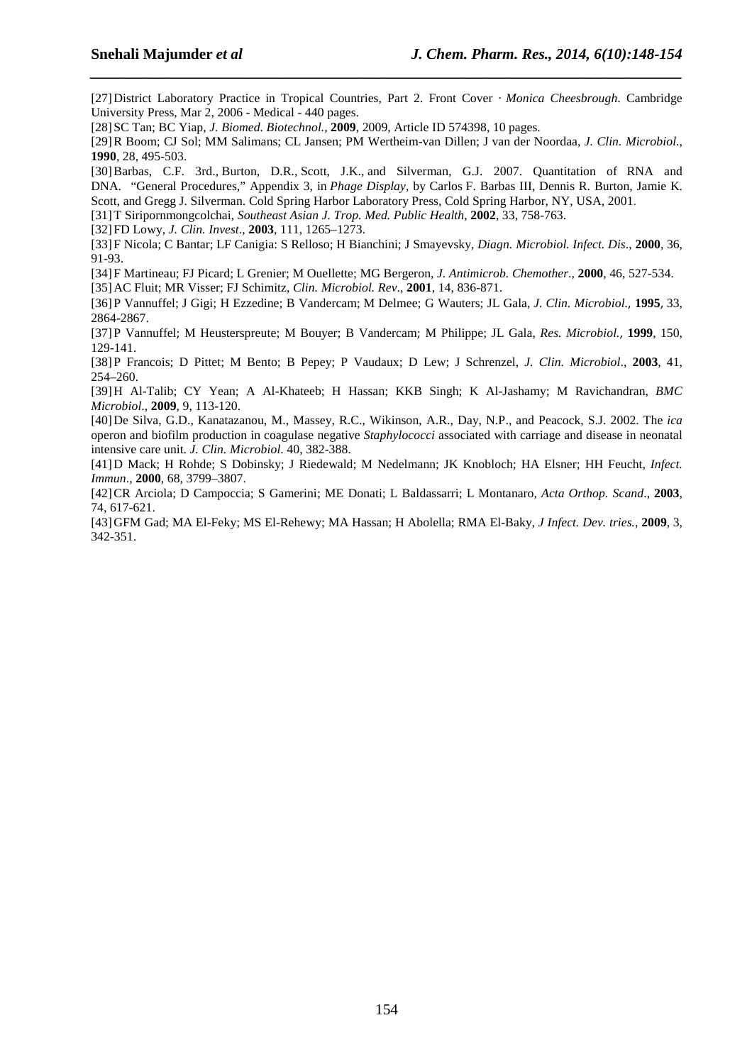[27] District Laboratory Practice in Tropical Countries, Part 2. Front Cover · *Monica Cheesbrough*. Cambridge University Press, Mar 2, 2006 - Medical - 440 pages.

[28] SC Tan; BC Yiap, *J. Biomed. Biotechnol.*, **2009**, 2009, Article ID 574398, 10 pages.

[29] R Boom; CJ Sol; MM Salimans; CL Jansen; PM Wertheim-van Dillen; J van der Noordaa, *J. Clin. Microbiol*., **1990**, 28, 495-503.

[30] Barbas, C.F. 3rd., Burton, D.R., Scott, J.K., and Silverman, G.J. 2007. Quantitation of RNA and DNA. "General Procedures," Appendix 3, in *Phage Display*, by Carlos F. Barbas III, Dennis R. Burton, Jamie K. Scott, and Gregg J. Silverman. Cold Spring Harbor Laboratory Press, Cold Spring Harbor, NY, USA, 2001.

[31] T Siripornmongcolchai, *Southeast Asian J. Trop. Med. Public Health*, **2002**, 33, 758-763.

[32] FD Lowy, *J. Clin. Invest*., **2003**, 111, 1265–1273.

[33] F Nicola; C Bantar; LF Canigia: S Relloso; H Bianchini; J Smayevsky, *Diagn. Microbiol. Infect. Dis*., **2000**, 36, 91-93.

[34] F Martineau; FJ Picard; L Grenier; M Ouellette; MG Bergeron, *J. Antimicrob. Chemother*., **2000**, 46, 527-534.

[35] AC Fluit; MR Visser; FJ Schimitz, *Clin. Microbiol. Rev*., **2001**, 14, 836-871.

[36] P Vannuffel; J Gigi; H Ezzedine; B Vandercam; M Delmee; G Wauters; JL Gala, *J. Clin. Microbiol.,* **1995**, 33, 2864-2867.

[37] P Vannuffel; M Heusterspreute; M Bouyer; B Vandercam; M Philippe; JL Gala, *Res. Microbiol.,* **1999**, 150, 129-141.

[38] P Francois; D Pittet; M Bento; B Pepey; P Vaudaux; D Lew; J Schrenzel, *J. Clin. Microbiol*., **2003**, 41, 254–260.

[39] H Al-Talib; CY Yean; A Al-Khateeb; H Hassan; KKB Singh; K Al-Jashamy; M Ravichandran, *BMC Microbiol*., **2009**, 9, 113-120.

[40] De Silva, G.D., Kanatazanou, M., Massey, R.C., Wikinson, A.R., Day, N.P., and Peacock, S.J. 2002. The *ica* operon and biofilm production in coagulase negative *Staphylococci* associated with carriage and disease in neonatal intensive care unit. *J. Clin. Microbiol.* 40, 382-388.

[41] D Mack; H Rohde; S Dobinsky; J Riedewald; M Nedelmann; JK Knobloch; HA Elsner; HH Feucht, *Infect. Immun*., **2000**, 68, 3799–3807.

[42] CR Arciola; D Campoccia; S Gamerini; ME Donati; L Baldassarri; L Montanaro, *Acta Orthop. Scand*., **2003**, 74, 617-621.

[43] GFM Gad; MA El-Feky; MS El-Rehewy; MA Hassan; H Abolella; RMA El-Baky, *J Infect. Dev. tries.*, **2009**, 3, 342-351.